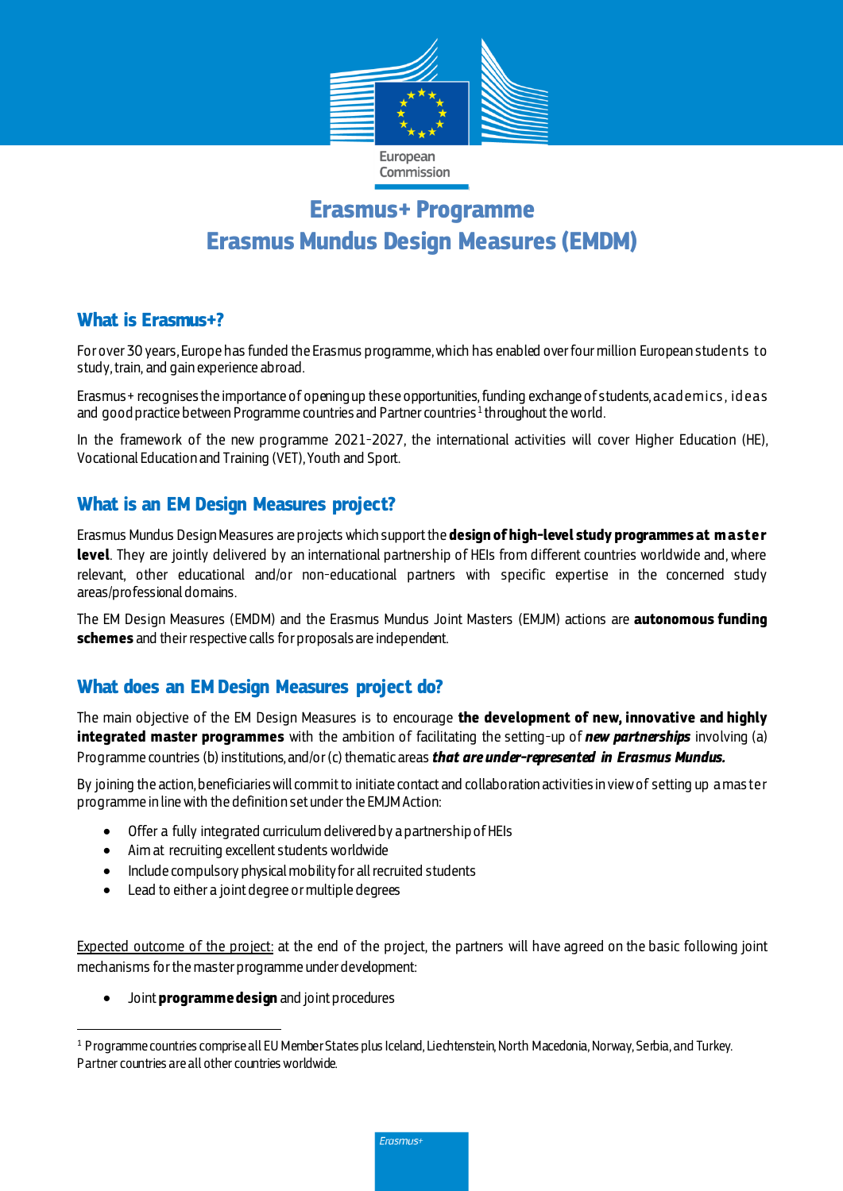# Erasmus+ Programme
# Erasmus Mundus Design Measures (EMDM)

## What is Erasmus+?

For over 30 years, Europe has funded the Erasmus programme, which has enabled over four million European students to study, train, and gain experience abroad.

Erasmus+ recognises the importance of opening up these opportunities, funding exchange of students, academics, ideas and good practice between Programme countries and Partner countries[1] throughout the world.

In the framework of the new programme 2021-2027, the international activities will cover Higher Education (HE), Vocational Education and Training (VET), Youth and Sport.

## What is an EM Design Measures project?

Erasmus Mundus Design Measures are projects which support the **design of high-level study programmes at master level**. They are jointly delivered by an international partnership of HEIs from different countries worldwide and, where relevant, other educational and/or non-educational partners with specific expertise in the concerned study areas/professional domains.

The EM Design Measures (EMDM) and the Erasmus Mundus Joint Masters (EMJM) actions are **autonomous funding schemes** and their respective calls for proposals are independent.

## What does an EM Design Measures project do?

The main objective of the EM Design Measures is to encourage **the development of new, innovative and highly integrated master programmes** with the ambition of facilitating the setting-up of ***new partnerships*** involving (a) Programme countries (b) institutions, and/or (c) thematic areas ***that are under-represented in Erasmus Mundus.***

By joining the action, beneficiaries will commit to initiate contact and collaboration activities in view of setting up a master programme in line with the definition set under the EMJM Action:

- Offer a fully integrated curriculum delivered by a partnership of HEIs
- Aim at recruiting excellent students worldwide
- Include compulsory physical mobility for all recruited students
- Lead to either a joint degree or multiple degrees

<u>Expected outcome of the project:</u> at the end of the project, the partners will have agreed on the basic following joint mechanisms for the master programme under development:

- Joint **programme design** and joint procedures

[1] Programme countries comprise all EU Member States plus Iceland, Liechtenstein, North Macedonia, Norway, Serbia, and Turkey. Partner countries are all other countries worldwide.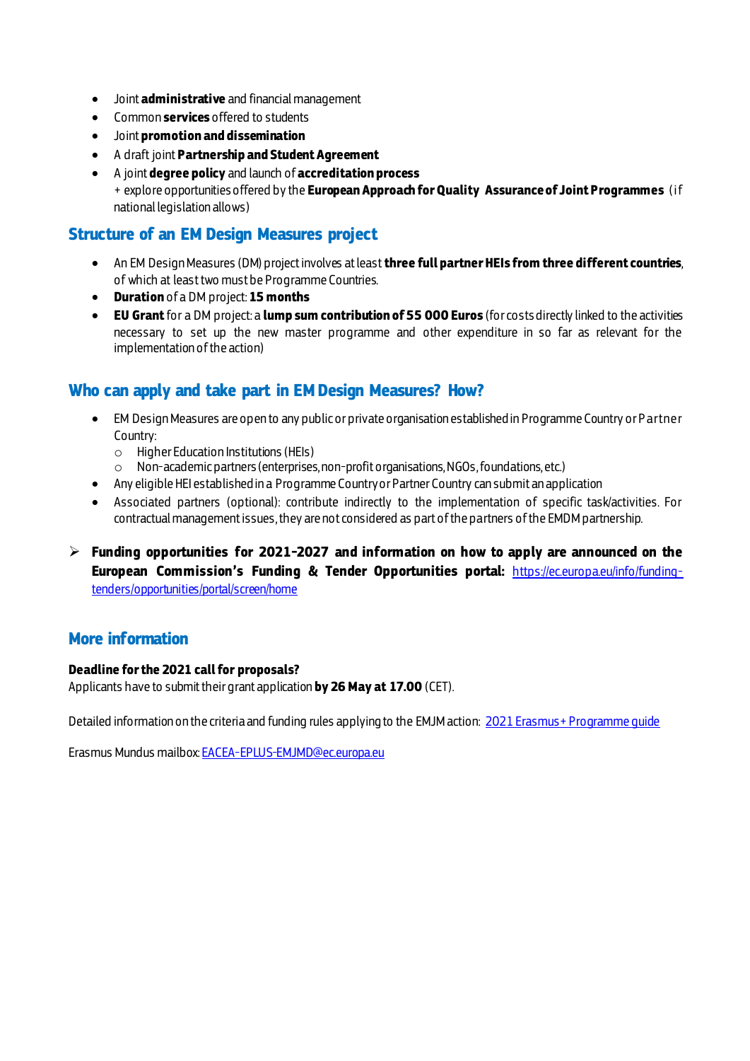- Joint **administrative** and financial management
- Common **services** offered to students
- Joint **promotion and dissemination**
- A draft joint **Partnership and Student Agreement**
- A joint **degree policy** and launch of **accreditation process**
  + explore opportunities offered by the **European Approach for Quality Assurance of Joint Programmes** (if national legislation allows)

## Structure of an EM Design Measures project

- An EM Design Measures (DM) project involves at least **three full partner HEIs from three different countries**, of which at least two must be Programme Countries.
- **Duration** of a DM project: **15 months**
- **EU Grant** for a DM project: a **lump sum contribution of 55 000 Euros** (for costs directly linked to the activities necessary to set up the new master programme and other expenditure in so far as relevant for the implementation of the action)

## Who can apply and take part in EM Design Measures? How?

- EM Design Measures are open to any public or private organisation established in Programme Country or Partner Country:
  - Higher Education Institutions (HEIs)
  - Non-academic partners (enterprises, non-profit organisations, NGOs, foundations, etc.)
- Any eligible HEI established in a Programme Country or Partner Country can submit an application
- Associated partners (optional): contribute indirectly to the implementation of specific task/activities. For contractual management issues, they are not considered as part of the partners of the EMDM partnership.

➢ **Funding opportunities for 2021-2027 and information on how to apply are announced on the European Commission's Funding & Tender Opportunities portal:** [https://ec.europa.eu/info/funding-tenders/opportunities/portal/screen/home](https://ec.europa.eu/info/funding-tenders/opportunities/portal/screen/home)

## More information

**Deadline for the 2021 call for proposals?**
Applicants have to submit their grant application **by 26 May at 17.00** (CET).

Detailed information on the criteria and funding rules applying to the EMJM action: 2021 Erasmus+ Programme guide

Erasmus Mundus mailbox: EACEA-EPLUS-EMJMD@ec.europa.eu